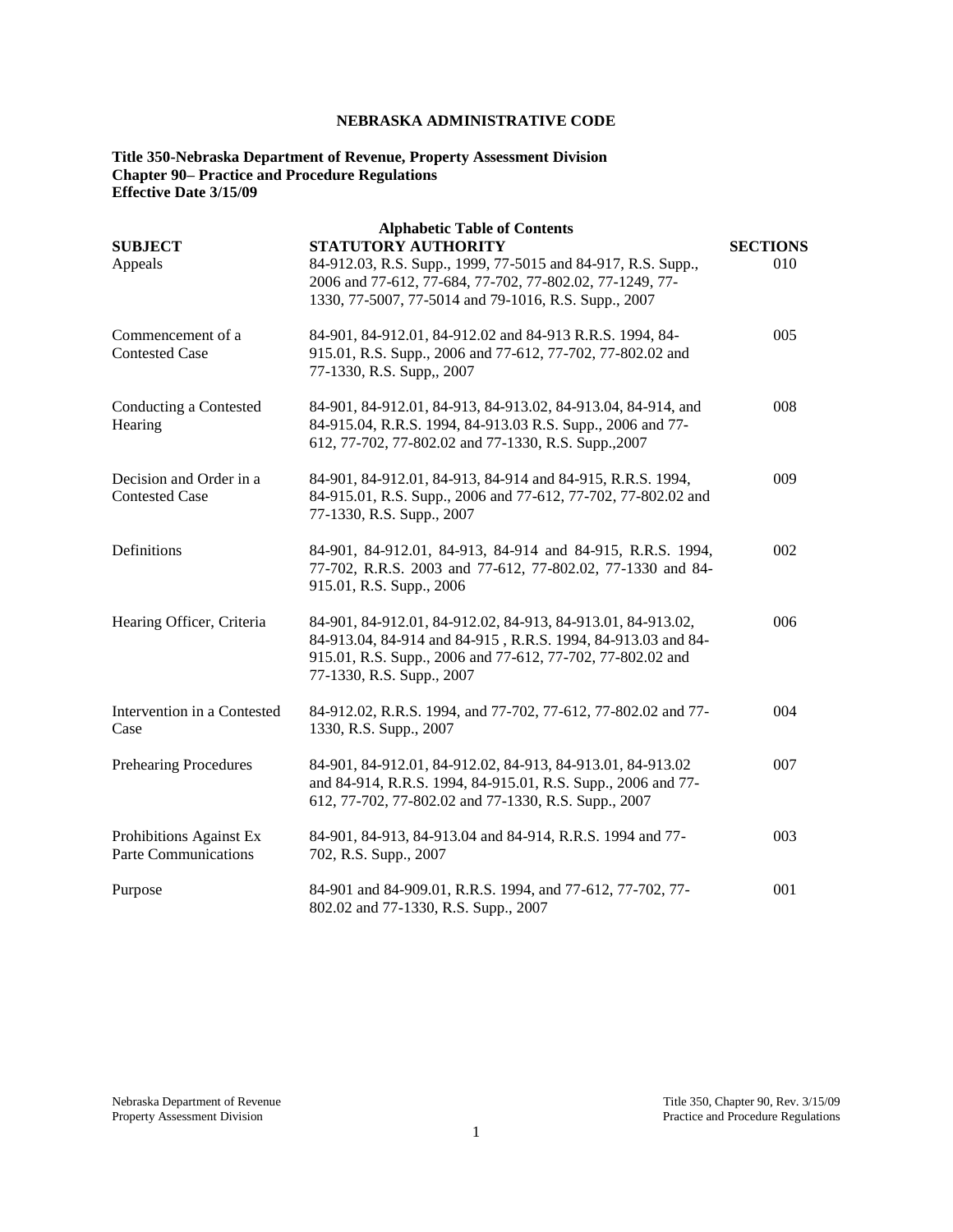**NEBRASKA ADMINISTRATIVE CODE**

**Title 350-Nebraska Department of Revenue, Property Assessment Division**
**Chapter 90– Practice and Procedure Regulations**
**Effective Date 3/15/09**

**Alphabetic Table of Contents**

| SUBJECT | STATUTORY AUTHORITY | SECTIONS |
|---|---|---|
| Appeals | 84-912.03, R.S. Supp., 1999, 77-5015 and 84-917, R.S. Supp., 2006 and 77-612, 77-684, 77-702, 77-802.02, 77-1249, 77-1330, 77-5007, 77-5014 and 79-1016, R.S. Supp., 2007 | 010 |
| Commencement of a Contested Case | 84-901, 84-912.01, 84-912.02 and 84-913 R.R.S. 1994, 84-915.01, R.S. Supp., 2006 and 77-612, 77-702, 77-802.02 and 77-1330, R.S. Supp,, 2007 | 005 |
| Conducting a Contested Hearing | 84-901, 84-912.01, 84-913, 84-913.02, 84-913.04, 84-914, and 84-915.04, R.R.S. 1994, 84-913.03 R.S. Supp., 2006 and 77-612, 77-702, 77-802.02 and 77-1330, R.S. Supp.,2007 | 008 |
| Decision and Order in a Contested Case | 84-901, 84-912.01, 84-913, 84-914 and 84-915, R.R.S. 1994, 84-915.01, R.S. Supp., 2006 and 77-612, 77-702, 77-802.02 and 77-1330, R.S. Supp., 2007 | 009 |
| Definitions | 84-901, 84-912.01, 84-913, 84-914 and 84-915, R.R.S. 1994, 77-702, R.R.S. 2003 and 77-612, 77-802.02, 77-1330 and 84-915.01, R.S. Supp., 2006 | 002 |
| Hearing Officer, Criteria | 84-901, 84-912.01, 84-912.02, 84-913, 84-913.01, 84-913.02, 84-913.04, 84-914 and 84-915 , R.R.S. 1994, 84-913.03 and 84-915.01, R.S. Supp., 2006 and 77-612, 77-702, 77-802.02 and 77-1330, R.S. Supp., 2007 | 006 |
| Intervention in a Contested Case | 84-912.02, R.R.S. 1994, and 77-702, 77-612, 77-802.02 and 77-1330, R.S. Supp., 2007 | 004 |
| Prehearing Procedures | 84-901, 84-912.01, 84-912.02, 84-913, 84-913.01, 84-913.02 and 84-914, R.R.S. 1994, 84-915.01, R.S. Supp., 2006 and 77-612, 77-702, 77-802.02 and 77-1330, R.S. Supp., 2007 | 007 |
| Prohibitions Against Ex Parte Communications | 84-901, 84-913, 84-913.04 and 84-914, R.R.S. 1994 and 77-702, R.S. Supp., 2007 | 003 |
| Purpose | 84-901 and 84-909.01, R.R.S. 1994, and 77-612, 77-702, 77-802.02 and 77-1330, R.S. Supp., 2007 | 001 |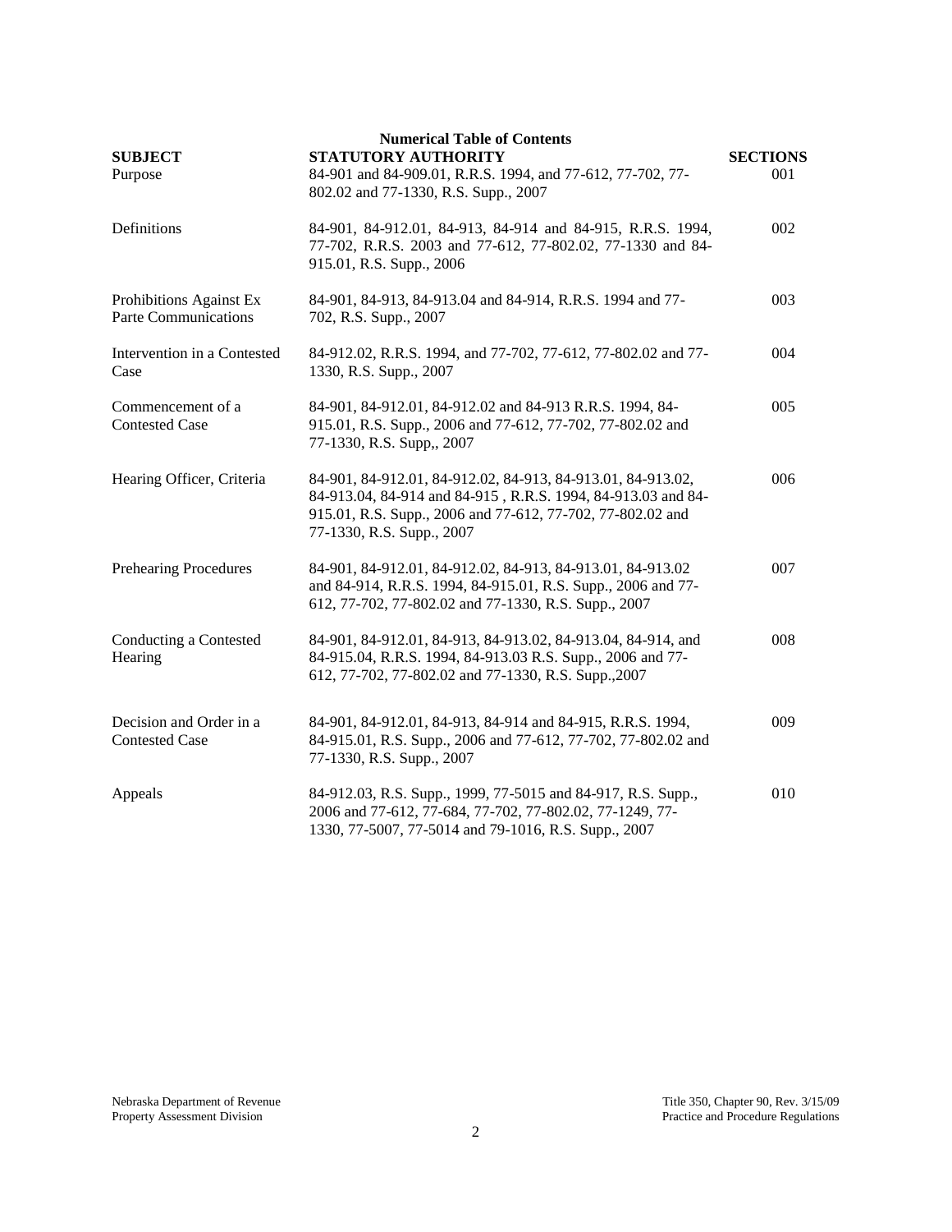# Numerical Table of Contents

| SUBJECT | STATUTORY AUTHORITY | SECTIONS |
|---|---|---|
| Purpose | 84-901 and 84-909.01, R.R.S. 1994, and 77-612, 77-702, 77-802.02 and 77-1330, R.S. Supp., 2007 | 001 |
| Definitions | 84-901, 84-912.01, 84-913, 84-914 and 84-915, R.R.S. 1994, 77-702, R.R.S. 2003 and 77-612, 77-802.02, 77-1330 and 84-915.01, R.S. Supp., 2006 | 002 |
| Prohibitions Against Ex Parte Communications | 84-901, 84-913, 84-913.04 and 84-914, R.R.S. 1994 and 77-702, R.S. Supp., 2007 | 003 |
| Intervention in a Contested Case | 84-912.02, R.R.S. 1994, and 77-702, 77-612, 77-802.02 and 77-1330, R.S. Supp., 2007 | 004 |
| Commencement of a Contested Case | 84-901, 84-912.01, 84-912.02 and 84-913 R.R.S. 1994, 84-915.01, R.S. Supp., 2006 and 77-612, 77-702, 77-802.02 and 77-1330, R.S. Supp,, 2007 | 005 |
| Hearing Officer, Criteria | 84-901, 84-912.01, 84-912.02, 84-913, 84-913.01, 84-913.02, 84-913.04, 84-914 and 84-915 , R.R.S. 1994, 84-913.03 and 84-915.01, R.S. Supp., 2006 and 77-612, 77-702, 77-802.02 and 77-1330, R.S. Supp., 2007 | 006 |
| Prehearing Procedures | 84-901, 84-912.01, 84-912.02, 84-913, 84-913.01, 84-913.02 and 84-914, R.R.S. 1994, 84-915.01, R.S. Supp., 2006 and 77-612, 77-702, 77-802.02 and 77-1330, R.S. Supp., 2007 | 007 |
| Conducting a Contested Hearing | 84-901, 84-912.01, 84-913, 84-913.02, 84-913.04, 84-914, and 84-915.04, R.R.S. 1994, 84-913.03 R.S. Supp., 2006 and 77-612, 77-702, 77-802.02 and 77-1330, R.S. Supp.,2007 | 008 |
| Decision and Order in a Contested Case | 84-901, 84-912.01, 84-913, 84-914 and 84-915, R.R.S. 1994, 84-915.01, R.S. Supp., 2006 and 77-612, 77-702, 77-802.02 and 77-1330, R.S. Supp., 2007 | 009 |
| Appeals | 84-912.03, R.S. Supp., 1999, 77-5015 and 84-917, R.S. Supp., 2006 and 77-612, 77-684, 77-702, 77-802.02, 77-1249, 77-1330, 77-5007, 77-5014 and 79-1016, R.S. Supp., 2007 | 010 |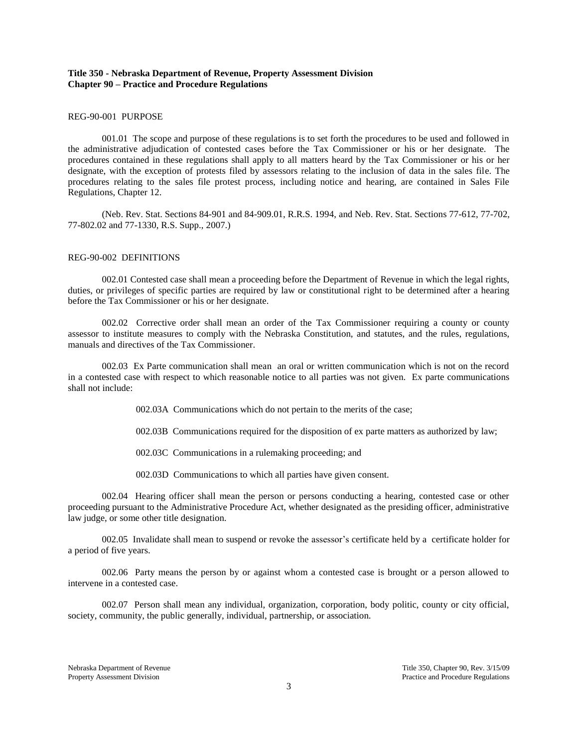**Title 350 - Nebraska Department of Revenue, Property Assessment Division**
**Chapter 90 – Practice and Procedure Regulations**

REG-90-001 PURPOSE

001.01 The scope and purpose of these regulations is to set forth the procedures to be used and followed in the administrative adjudication of contested cases before the Tax Commissioner or his or her designate. The procedures contained in these regulations shall apply to all matters heard by the Tax Commissioner or his or her designate, with the exception of protests filed by assessors relating to the inclusion of data in the sales file. The procedures relating to the sales file protest process, including notice and hearing, are contained in Sales File Regulations, Chapter 12.

(Neb. Rev. Stat. Sections 84-901 and 84-909.01, R.R.S. 1994, and Neb. Rev. Stat. Sections 77-612, 77-702, 77-802.02 and 77-1330, R.S. Supp., 2007.)

REG-90-002 DEFINITIONS

002.01 Contested case shall mean a proceeding before the Department of Revenue in which the legal rights, duties, or privileges of specific parties are required by law or constitutional right to be determined after a hearing before the Tax Commissioner or his or her designate.

002.02 Corrective order shall mean an order of the Tax Commissioner requiring a county or county assessor to institute measures to comply with the Nebraska Constitution, and statutes, and the rules, regulations, manuals and directives of the Tax Commissioner.

002.03 Ex Parte communication shall mean an oral or written communication which is not on the record in a contested case with respect to which reasonable notice to all parties was not given. Ex parte communications shall not include:

002.03A Communications which do not pertain to the merits of the case;

002.03B Communications required for the disposition of ex parte matters as authorized by law;

002.03C Communications in a rulemaking proceeding; and

002.03D Communications to which all parties have given consent.

002.04 Hearing officer shall mean the person or persons conducting a hearing, contested case or other proceeding pursuant to the Administrative Procedure Act, whether designated as the presiding officer, administrative law judge, or some other title designation.

002.05 Invalidate shall mean to suspend or revoke the assessor's certificate held by a certificate holder for a period of five years.

002.06 Party means the person by or against whom a contested case is brought or a person allowed to intervene in a contested case.

002.07 Person shall mean any individual, organization, corporation, body politic, county or city official, society, community, the public generally, individual, partnership, or association.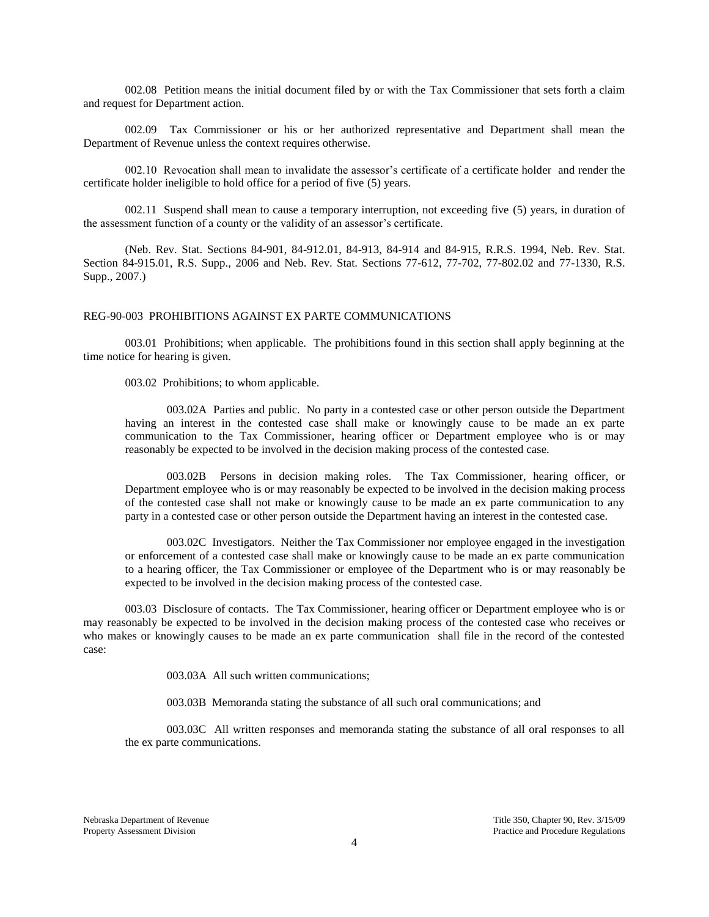002.08 Petition means the initial document filed by or with the Tax Commissioner that sets forth a claim and request for Department action.

002.09 Tax Commissioner or his or her authorized representative and Department shall mean the Department of Revenue unless the context requires otherwise.

002.10 Revocation shall mean to invalidate the assessor's certificate of a certificate holder and render the certificate holder ineligible to hold office for a period of five (5) years.

002.11 Suspend shall mean to cause a temporary interruption, not exceeding five (5) years, in duration of the assessment function of a county or the validity of an assessor's certificate.

(Neb. Rev. Stat. Sections 84-901, 84-912.01, 84-913, 84-914 and 84-915, R.R.S. 1994, Neb. Rev. Stat. Section 84-915.01, R.S. Supp., 2006 and Neb. Rev. Stat. Sections 77-612, 77-702, 77-802.02 and 77-1330, R.S. Supp., 2007.)

## REG-90-003 PROHIBITIONS AGAINST EX PARTE COMMUNICATIONS

003.01 Prohibitions; when applicable. The prohibitions found in this section shall apply beginning at the time notice for hearing is given.

003.02 Prohibitions; to whom applicable.

003.02A Parties and public. No party in a contested case or other person outside the Department having an interest in the contested case shall make or knowingly cause to be made an ex parte communication to the Tax Commissioner, hearing officer or Department employee who is or may reasonably be expected to be involved in the decision making process of the contested case.

003.02B Persons in decision making roles. The Tax Commissioner, hearing officer, or Department employee who is or may reasonably be expected to be involved in the decision making process of the contested case shall not make or knowingly cause to be made an ex parte communication to any party in a contested case or other person outside the Department having an interest in the contested case.

003.02C Investigators. Neither the Tax Commissioner nor employee engaged in the investigation or enforcement of a contested case shall make or knowingly cause to be made an ex parte communication to a hearing officer, the Tax Commissioner or employee of the Department who is or may reasonably be expected to be involved in the decision making process of the contested case.

003.03 Disclosure of contacts. The Tax Commissioner, hearing officer or Department employee who is or may reasonably be expected to be involved in the decision making process of the contested case who receives or who makes or knowingly causes to be made an ex parte communication shall file in the record of the contested case:

003.03A All such written communications;

003.03B Memoranda stating the substance of all such oral communications; and

003.03C All written responses and memoranda stating the substance of all oral responses to all the ex parte communications.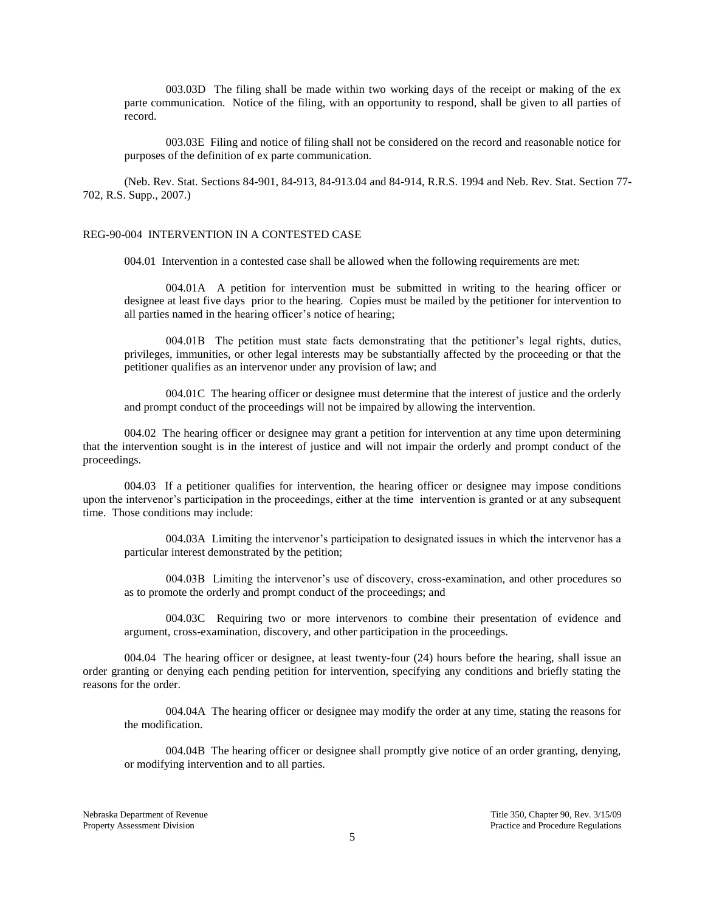003.03D The filing shall be made within two working days of the receipt or making of the ex parte communication. Notice of the filing, with an opportunity to respond, shall be given to all parties of record.

003.03E Filing and notice of filing shall not be considered on the record and reasonable notice for purposes of the definition of ex parte communication.

(Neb. Rev. Stat. Sections 84-901, 84-913, 84-913.04 and 84-914, R.R.S. 1994 and Neb. Rev. Stat. Section 77-702, R.S. Supp., 2007.)

## REG-90-004 INTERVENTION IN A CONTESTED CASE

004.01 Intervention in a contested case shall be allowed when the following requirements are met:

004.01A A petition for intervention must be submitted in writing to the hearing officer or designee at least five days prior to the hearing. Copies must be mailed by the petitioner for intervention to all parties named in the hearing officer's notice of hearing;

004.01B The petition must state facts demonstrating that the petitioner's legal rights, duties, privileges, immunities, or other legal interests may be substantially affected by the proceeding or that the petitioner qualifies as an intervenor under any provision of law; and

004.01C The hearing officer or designee must determine that the interest of justice and the orderly and prompt conduct of the proceedings will not be impaired by allowing the intervention.

004.02 The hearing officer or designee may grant a petition for intervention at any time upon determining that the intervention sought is in the interest of justice and will not impair the orderly and prompt conduct of the proceedings.

004.03 If a petitioner qualifies for intervention, the hearing officer or designee may impose conditions upon the intervenor's participation in the proceedings, either at the time intervention is granted or at any subsequent time. Those conditions may include:

004.03A Limiting the intervenor's participation to designated issues in which the intervenor has a particular interest demonstrated by the petition;

004.03B Limiting the intervenor's use of discovery, cross-examination, and other procedures so as to promote the orderly and prompt conduct of the proceedings; and

004.03C Requiring two or more intervenors to combine their presentation of evidence and argument, cross-examination, discovery, and other participation in the proceedings.

004.04 The hearing officer or designee, at least twenty-four (24) hours before the hearing, shall issue an order granting or denying each pending petition for intervention, specifying any conditions and briefly stating the reasons for the order.

004.04A The hearing officer or designee may modify the order at any time, stating the reasons for the modification.

004.04B The hearing officer or designee shall promptly give notice of an order granting, denying, or modifying intervention and to all parties.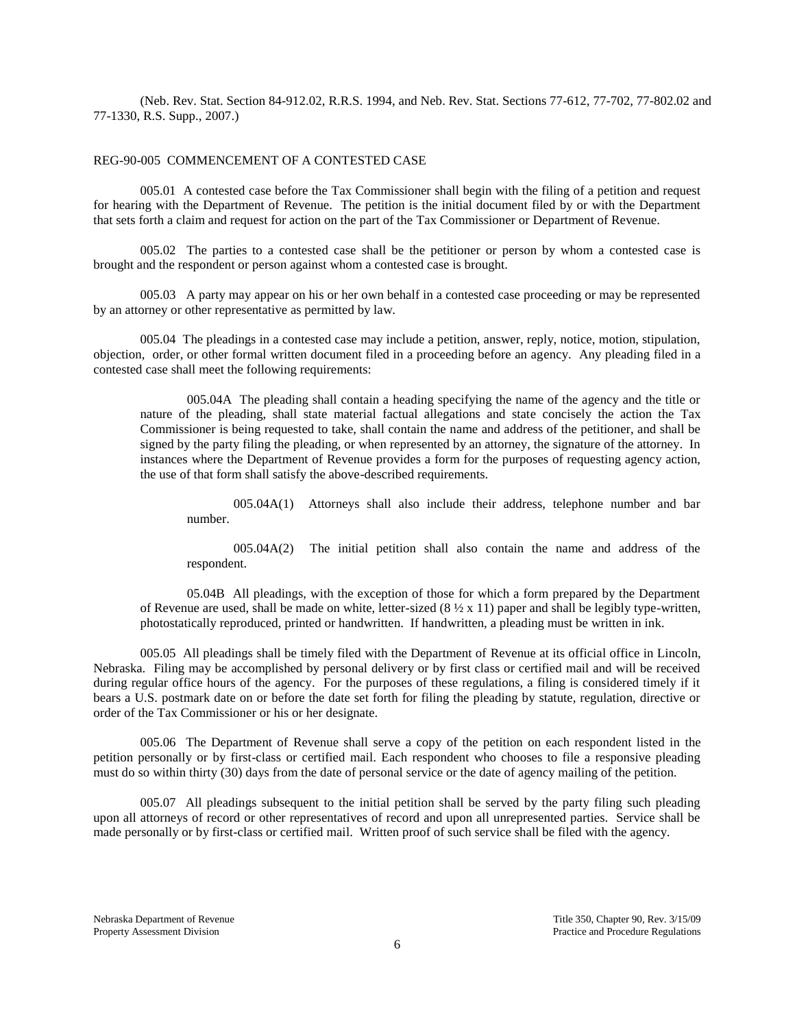(Neb. Rev. Stat. Section 84-912.02, R.R.S. 1994, and Neb. Rev. Stat. Sections 77-612, 77-702, 77-802.02 and 77-1330, R.S. Supp., 2007.)

## REG-90-005 COMMENCEMENT OF A CONTESTED CASE

005.01 A contested case before the Tax Commissioner shall begin with the filing of a petition and request for hearing with the Department of Revenue. The petition is the initial document filed by or with the Department that sets forth a claim and request for action on the part of the Tax Commissioner or Department of Revenue.

005.02 The parties to a contested case shall be the petitioner or person by whom a contested case is brought and the respondent or person against whom a contested case is brought.

005.03 A party may appear on his or her own behalf in a contested case proceeding or may be represented by an attorney or other representative as permitted by law.

005.04 The pleadings in a contested case may include a petition, answer, reply, notice, motion, stipulation, objection, order, or other formal written document filed in a proceeding before an agency. Any pleading filed in a contested case shall meet the following requirements:

005.04A The pleading shall contain a heading specifying the name of the agency and the title or nature of the pleading, shall state material factual allegations and state concisely the action the Tax Commissioner is being requested to take, shall contain the name and address of the petitioner, and shall be signed by the party filing the pleading, or when represented by an attorney, the signature of the attorney. In instances where the Department of Revenue provides a form for the purposes of requesting agency action, the use of that form shall satisfy the above-described requirements.

005.04A(1) Attorneys shall also include their address, telephone number and bar number.

005.04A(2) The initial petition shall also contain the name and address of the respondent.

05.04B All pleadings, with the exception of those for which a form prepared by the Department of Revenue are used, shall be made on white, letter-sized (8 ½ x 11) paper and shall be legibly type-written, photostatically reproduced, printed or handwritten. If handwritten, a pleading must be written in ink.

005.05 All pleadings shall be timely filed with the Department of Revenue at its official office in Lincoln, Nebraska. Filing may be accomplished by personal delivery or by first class or certified mail and will be received during regular office hours of the agency. For the purposes of these regulations, a filing is considered timely if it bears a U.S. postmark date on or before the date set forth for filing the pleading by statute, regulation, directive or order of the Tax Commissioner or his or her designate.

005.06 The Department of Revenue shall serve a copy of the petition on each respondent listed in the petition personally or by first-class or certified mail. Each respondent who chooses to file a responsive pleading must do so within thirty (30) days from the date of personal service or the date of agency mailing of the petition.

005.07 All pleadings subsequent to the initial petition shall be served by the party filing such pleading upon all attorneys of record or other representatives of record and upon all unrepresented parties. Service shall be made personally or by first-class or certified mail. Written proof of such service shall be filed with the agency.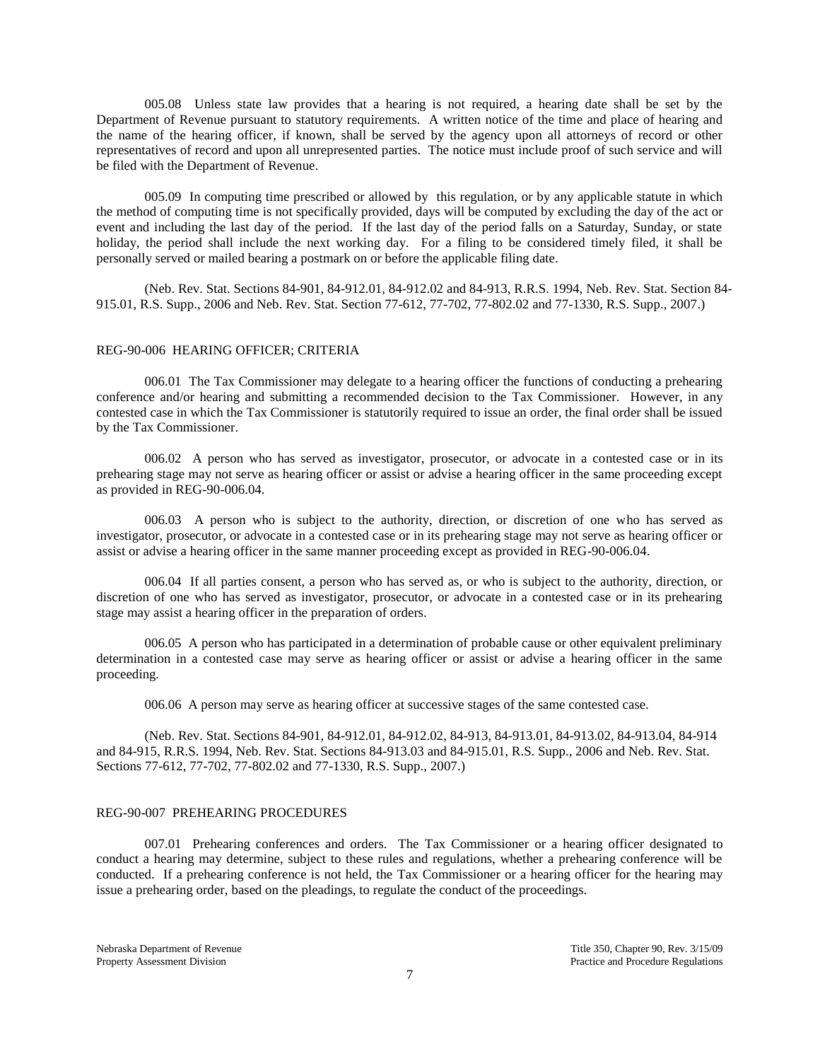005.08 Unless state law provides that a hearing is not required, a hearing date shall be set by the Department of Revenue pursuant to statutory requirements. A written notice of the time and place of hearing and the name of the hearing officer, if known, shall be served by the agency upon all attorneys of record or other representatives of record and upon all unrepresented parties. The notice must include proof of such service and will be filed with the Department of Revenue.

005.09 In computing time prescribed or allowed by this regulation, or by any applicable statute in which the method of computing time is not specifically provided, days will be computed by excluding the day of the act or event and including the last day of the period. If the last day of the period falls on a Saturday, Sunday, or state holiday, the period shall include the next working day. For a filing to be considered timely filed, it shall be personally served or mailed bearing a postmark on or before the applicable filing date.

(Neb. Rev. Stat. Sections 84-901, 84-912.01, 84-912.02 and 84-913, R.R.S. 1994, Neb. Rev. Stat. Section 84-915.01, R.S. Supp., 2006 and Neb. Rev. Stat. Section 77-612, 77-702, 77-802.02 and 77-1330, R.S. Supp., 2007.)

## REG-90-006 HEARING OFFICER; CRITERIA

006.01 The Tax Commissioner may delegate to a hearing officer the functions of conducting a prehearing conference and/or hearing and submitting a recommended decision to the Tax Commissioner. However, in any contested case in which the Tax Commissioner is statutorily required to issue an order, the final order shall be issued by the Tax Commissioner.

006.02 A person who has served as investigator, prosecutor, or advocate in a contested case or in its prehearing stage may not serve as hearing officer or assist or advise a hearing officer in the same proceeding except as provided in REG-90-006.04.

006.03 A person who is subject to the authority, direction, or discretion of one who has served as investigator, prosecutor, or advocate in a contested case or in its prehearing stage may not serve as hearing officer or assist or advise a hearing officer in the same manner proceeding except as provided in REG-90-006.04.

006.04 If all parties consent, a person who has served as, or who is subject to the authority, direction, or discretion of one who has served as investigator, prosecutor, or advocate in a contested case or in its prehearing stage may assist a hearing officer in the preparation of orders.

006.05 A person who has participated in a determination of probable cause or other equivalent preliminary determination in a contested case may serve as hearing officer or assist or advise a hearing officer in the same proceeding.

006.06 A person may serve as hearing officer at successive stages of the same contested case.

(Neb. Rev. Stat. Sections 84-901, 84-912.01, 84-912.02, 84-913, 84-913.01, 84-913.02, 84-913.04, 84-914 and 84-915, R.R.S. 1994, Neb. Rev. Stat. Sections 84-913.03 and 84-915.01, R.S. Supp., 2006 and Neb. Rev. Stat. Sections 77-612, 77-702, 77-802.02 and 77-1330, R.S. Supp., 2007.)

## REG-90-007 PREHEARING PROCEDURES

007.01 Prehearing conferences and orders. The Tax Commissioner or a hearing officer designated to conduct a hearing may determine, subject to these rules and regulations, whether a prehearing conference will be conducted. If a prehearing conference is not held, the Tax Commissioner or a hearing officer for the hearing may issue a prehearing order, based on the pleadings, to regulate the conduct of the proceedings.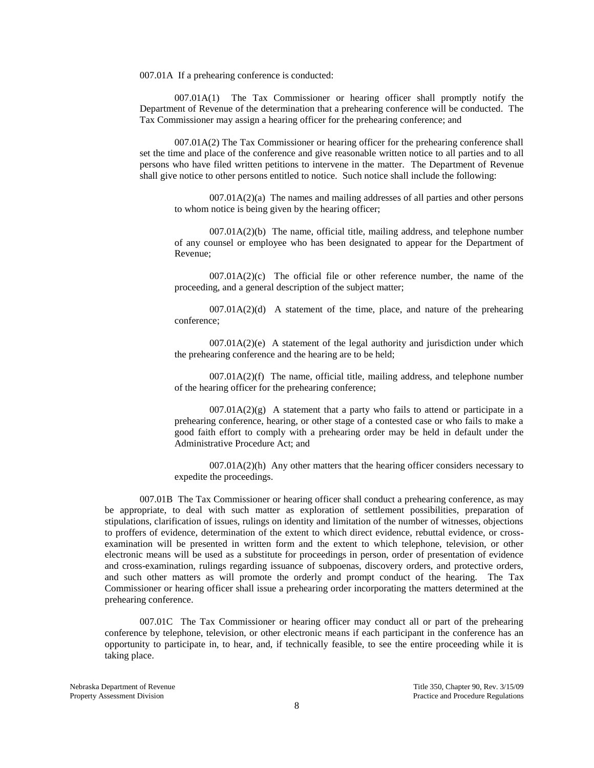007.01A If a prehearing conference is conducted:

007.01A(1) The Tax Commissioner or hearing officer shall promptly notify the Department of Revenue of the determination that a prehearing conference will be conducted. The Tax Commissioner may assign a hearing officer for the prehearing conference; and

007.01A(2) The Tax Commissioner or hearing officer for the prehearing conference shall set the time and place of the conference and give reasonable written notice to all parties and to all persons who have filed written petitions to intervene in the matter. The Department of Revenue shall give notice to other persons entitled to notice. Such notice shall include the following:

007.01A(2)(a) The names and mailing addresses of all parties and other persons to whom notice is being given by the hearing officer;

007.01A(2)(b) The name, official title, mailing address, and telephone number of any counsel or employee who has been designated to appear for the Department of Revenue;

007.01A(2)(c) The official file or other reference number, the name of the proceeding, and a general description of the subject matter;

007.01A(2)(d) A statement of the time, place, and nature of the prehearing conference;

007.01A(2)(e) A statement of the legal authority and jurisdiction under which the prehearing conference and the hearing are to be held;

007.01A(2)(f) The name, official title, mailing address, and telephone number of the hearing officer for the prehearing conference;

007.01A(2)(g) A statement that a party who fails to attend or participate in a prehearing conference, hearing, or other stage of a contested case or who fails to make a good faith effort to comply with a prehearing order may be held in default under the Administrative Procedure Act; and

007.01A(2)(h) Any other matters that the hearing officer considers necessary to expedite the proceedings.

007.01B The Tax Commissioner or hearing officer shall conduct a prehearing conference, as may be appropriate, to deal with such matter as exploration of settlement possibilities, preparation of stipulations, clarification of issues, rulings on identity and limitation of the number of witnesses, objections to proffers of evidence, determination of the extent to which direct evidence, rebuttal evidence, or cross-examination will be presented in written form and the extent to which telephone, television, or other electronic means will be used as a substitute for proceedings in person, order of presentation of evidence and cross-examination, rulings regarding issuance of subpoenas, discovery orders, and protective orders, and such other matters as will promote the orderly and prompt conduct of the hearing. The Tax Commissioner or hearing officer shall issue a prehearing order incorporating the matters determined at the prehearing conference.

007.01C The Tax Commissioner or hearing officer may conduct all or part of the prehearing conference by telephone, television, or other electronic means if each participant in the conference has an opportunity to participate in, to hear, and, if technically feasible, to see the entire proceeding while it is taking place.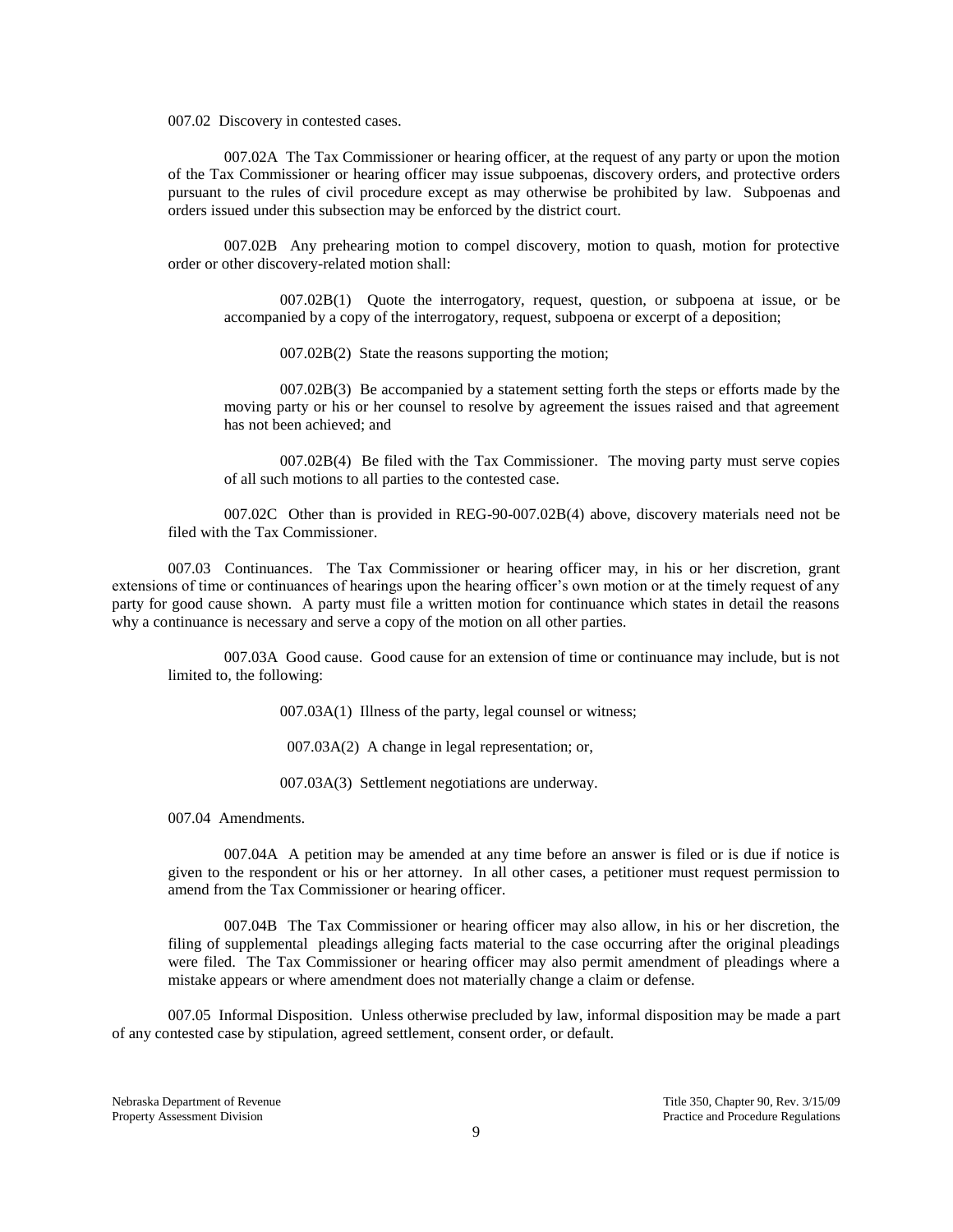007.02 Discovery in contested cases.

007.02A The Tax Commissioner or hearing officer, at the request of any party or upon the motion of the Tax Commissioner or hearing officer may issue subpoenas, discovery orders, and protective orders pursuant to the rules of civil procedure except as may otherwise be prohibited by law. Subpoenas and orders issued under this subsection may be enforced by the district court.

007.02B Any prehearing motion to compel discovery, motion to quash, motion for protective order or other discovery-related motion shall:

007.02B(1) Quote the interrogatory, request, question, or subpoena at issue, or be accompanied by a copy of the interrogatory, request, subpoena or excerpt of a deposition;

007.02B(2) State the reasons supporting the motion;

007.02B(3) Be accompanied by a statement setting forth the steps or efforts made by the moving party or his or her counsel to resolve by agreement the issues raised and that agreement has not been achieved; and

007.02B(4) Be filed with the Tax Commissioner. The moving party must serve copies of all such motions to all parties to the contested case.

007.02C Other than is provided in REG-90-007.02B(4) above, discovery materials need not be filed with the Tax Commissioner.

007.03 Continuances. The Tax Commissioner or hearing officer may, in his or her discretion, grant extensions of time or continuances of hearings upon the hearing officer's own motion or at the timely request of any party for good cause shown. A party must file a written motion for continuance which states in detail the reasons why a continuance is necessary and serve a copy of the motion on all other parties.

007.03A Good cause. Good cause for an extension of time or continuance may include, but is not limited to, the following:

007.03A(1) Illness of the party, legal counsel or witness;

007.03A(2) A change in legal representation; or,

007.03A(3) Settlement negotiations are underway.

007.04 Amendments.

007.04A A petition may be amended at any time before an answer is filed or is due if notice is given to the respondent or his or her attorney. In all other cases, a petitioner must request permission to amend from the Tax Commissioner or hearing officer.

007.04B The Tax Commissioner or hearing officer may also allow, in his or her discretion, the filing of supplemental pleadings alleging facts material to the case occurring after the original pleadings were filed. The Tax Commissioner or hearing officer may also permit amendment of pleadings where a mistake appears or where amendment does not materially change a claim or defense.

007.05 Informal Disposition. Unless otherwise precluded by law, informal disposition may be made a part of any contested case by stipulation, agreed settlement, consent order, or default.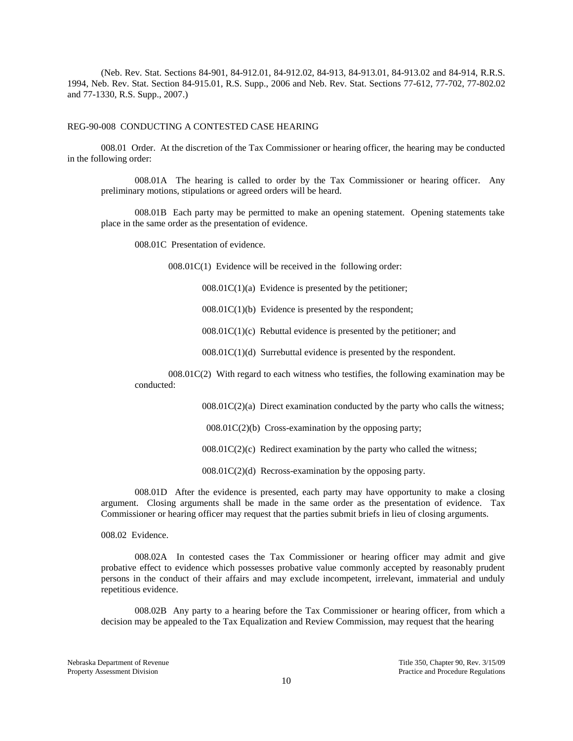(Neb. Rev. Stat. Sections 84-901, 84-912.01, 84-912.02, 84-913, 84-913.01, 84-913.02 and 84-914, R.R.S. 1994, Neb. Rev. Stat. Section 84-915.01, R.S. Supp., 2006 and Neb. Rev. Stat. Sections 77-612, 77-702, 77-802.02 and 77-1330, R.S. Supp., 2007.)

REG-90-008 CONDUCTING A CONTESTED CASE HEARING

008.01 Order. At the discretion of the Tax Commissioner or hearing officer, the hearing may be conducted in the following order:

008.01A The hearing is called to order by the Tax Commissioner or hearing officer. Any preliminary motions, stipulations or agreed orders will be heard.

008.01B Each party may be permitted to make an opening statement. Opening statements take place in the same order as the presentation of evidence.

008.01C Presentation of evidence.

008.01C(1) Evidence will be received in the following order:

008.01C(1)(a) Evidence is presented by the petitioner;

008.01C(1)(b) Evidence is presented by the respondent;

008.01C(1)(c) Rebuttal evidence is presented by the petitioner; and

008.01C(1)(d) Surrebuttal evidence is presented by the respondent.

008.01C(2) With regard to each witness who testifies, the following examination may be conducted:

008.01C(2)(a) Direct examination conducted by the party who calls the witness;

008.01C(2)(b) Cross-examination by the opposing party;

008.01C(2)(c) Redirect examination by the party who called the witness;

008.01C(2)(d) Recross-examination by the opposing party.

008.01D After the evidence is presented, each party may have opportunity to make a closing argument. Closing arguments shall be made in the same order as the presentation of evidence. Tax Commissioner or hearing officer may request that the parties submit briefs in lieu of closing arguments.

008.02 Evidence.

008.02A In contested cases the Tax Commissioner or hearing officer may admit and give probative effect to evidence which possesses probative value commonly accepted by reasonably prudent persons in the conduct of their affairs and may exclude incompetent, irrelevant, immaterial and unduly repetitious evidence.

008.02B Any party to a hearing before the Tax Commissioner or hearing officer, from which a decision may be appealed to the Tax Equalization and Review Commission, may request that the hearing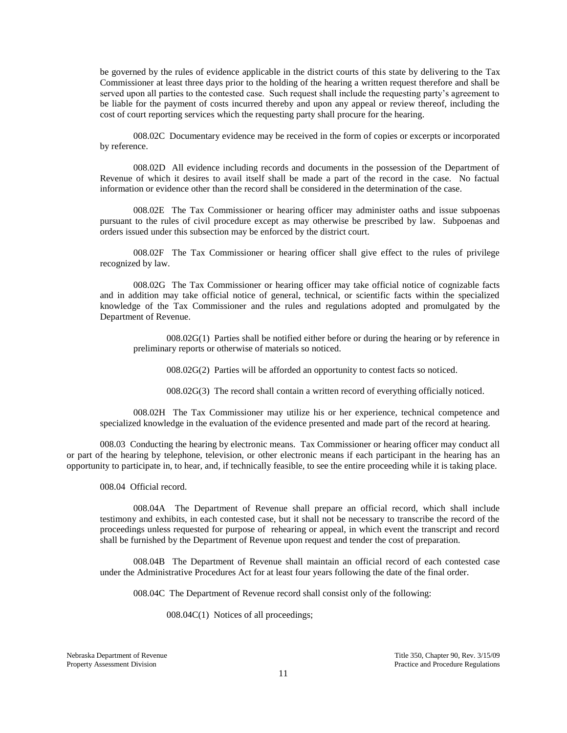be governed by the rules of evidence applicable in the district courts of this state by delivering to the Tax Commissioner at least three days prior to the holding of the hearing a written request therefore and shall be served upon all parties to the contested case. Such request shall include the requesting party's agreement to be liable for the payment of costs incurred thereby and upon any appeal or review thereof, including the cost of court reporting services which the requesting party shall procure for the hearing.

008.02C Documentary evidence may be received in the form of copies or excerpts or incorporated by reference.

008.02D All evidence including records and documents in the possession of the Department of Revenue of which it desires to avail itself shall be made a part of the record in the case. No factual information or evidence other than the record shall be considered in the determination of the case.

008.02E The Tax Commissioner or hearing officer may administer oaths and issue subpoenas pursuant to the rules of civil procedure except as may otherwise be prescribed by law. Subpoenas and orders issued under this subsection may be enforced by the district court.

008.02F The Tax Commissioner or hearing officer shall give effect to the rules of privilege recognized by law.

008.02G The Tax Commissioner or hearing officer may take official notice of cognizable facts and in addition may take official notice of general, technical, or scientific facts within the specialized knowledge of the Tax Commissioner and the rules and regulations adopted and promulgated by the Department of Revenue.

008.02G(1) Parties shall be notified either before or during the hearing or by reference in preliminary reports or otherwise of materials so noticed.

008.02G(2) Parties will be afforded an opportunity to contest facts so noticed.

008.02G(3) The record shall contain a written record of everything officially noticed.

008.02H The Tax Commissioner may utilize his or her experience, technical competence and specialized knowledge in the evaluation of the evidence presented and made part of the record at hearing.

008.03 Conducting the hearing by electronic means. Tax Commissioner or hearing officer may conduct all or part of the hearing by telephone, television, or other electronic means if each participant in the hearing has an opportunity to participate in, to hear, and, if technically feasible, to see the entire proceeding while it is taking place.

008.04 Official record.

008.04A The Department of Revenue shall prepare an official record, which shall include testimony and exhibits, in each contested case, but it shall not be necessary to transcribe the record of the proceedings unless requested for purpose of rehearing or appeal, in which event the transcript and record shall be furnished by the Department of Revenue upon request and tender the cost of preparation.

008.04B The Department of Revenue shall maintain an official record of each contested case under the Administrative Procedures Act for at least four years following the date of the final order.

008.04C The Department of Revenue record shall consist only of the following:

008.04C(1) Notices of all proceedings;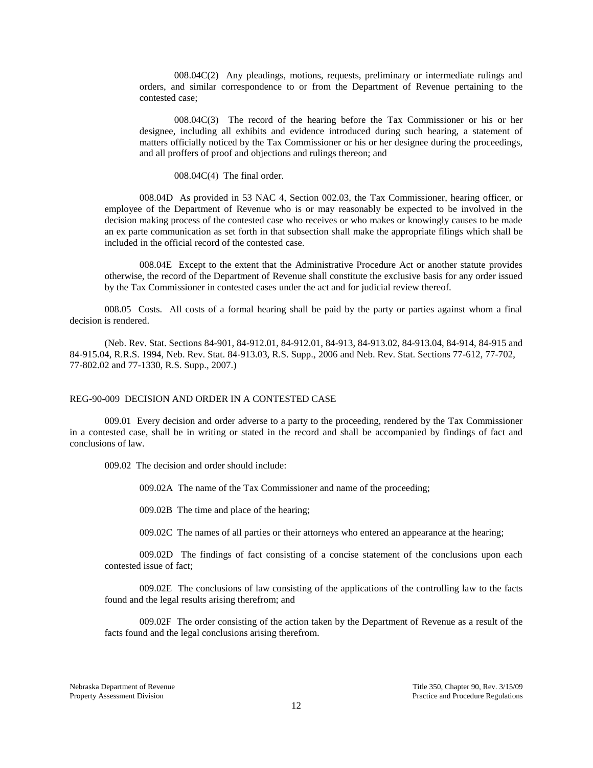008.04C(2) Any pleadings, motions, requests, preliminary or intermediate rulings and orders, and similar correspondence to or from the Department of Revenue pertaining to the contested case;

008.04C(3) The record of the hearing before the Tax Commissioner or his or her designee, including all exhibits and evidence introduced during such hearing, a statement of matters officially noticed by the Tax Commissioner or his or her designee during the proceedings, and all proffers of proof and objections and rulings thereon; and

008.04C(4) The final order.

008.04D As provided in 53 NAC 4, Section 002.03, the Tax Commissioner, hearing officer, or employee of the Department of Revenue who is or may reasonably be expected to be involved in the decision making process of the contested case who receives or who makes or knowingly causes to be made an ex parte communication as set forth in that subsection shall make the appropriate filings which shall be included in the official record of the contested case.

008.04E Except to the extent that the Administrative Procedure Act or another statute provides otherwise, the record of the Department of Revenue shall constitute the exclusive basis for any order issued by the Tax Commissioner in contested cases under the act and for judicial review thereof.

008.05 Costs. All costs of a formal hearing shall be paid by the party or parties against whom a final decision is rendered.

(Neb. Rev. Stat. Sections 84-901, 84-912.01, 84-912.01, 84-913, 84-913.02, 84-913.04, 84-914, 84-915 and 84-915.04, R.R.S. 1994, Neb. Rev. Stat. 84-913.03, R.S. Supp., 2006 and Neb. Rev. Stat. Sections 77-612, 77-702, 77-802.02 and 77-1330, R.S. Supp., 2007.)

## REG-90-009 DECISION AND ORDER IN A CONTESTED CASE

009.01 Every decision and order adverse to a party to the proceeding, rendered by the Tax Commissioner in a contested case, shall be in writing or stated in the record and shall be accompanied by findings of fact and conclusions of law.

009.02 The decision and order should include:

009.02A The name of the Tax Commissioner and name of the proceeding;

009.02B The time and place of the hearing;

009.02C The names of all parties or their attorneys who entered an appearance at the hearing;

009.02D The findings of fact consisting of a concise statement of the conclusions upon each contested issue of fact;

009.02E The conclusions of law consisting of the applications of the controlling law to the facts found and the legal results arising therefrom; and

009.02F The order consisting of the action taken by the Department of Revenue as a result of the facts found and the legal conclusions arising therefrom.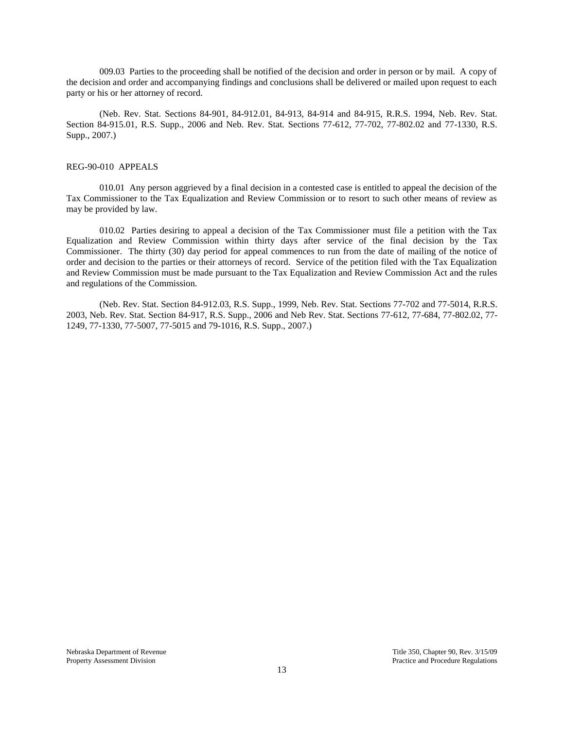009.03 Parties to the proceeding shall be notified of the decision and order in person or by mail. A copy of the decision and order and accompanying findings and conclusions shall be delivered or mailed upon request to each party or his or her attorney of record.

(Neb. Rev. Stat. Sections 84-901, 84-912.01, 84-913, 84-914 and 84-915, R.R.S. 1994, Neb. Rev. Stat. Section 84-915.01, R.S. Supp., 2006 and Neb. Rev. Stat. Sections 77-612, 77-702, 77-802.02 and 77-1330, R.S. Supp., 2007.)

REG-90-010 APPEALS

010.01 Any person aggrieved by a final decision in a contested case is entitled to appeal the decision of the Tax Commissioner to the Tax Equalization and Review Commission or to resort to such other means of review as may be provided by law.

010.02 Parties desiring to appeal a decision of the Tax Commissioner must file a petition with the Tax Equalization and Review Commission within thirty days after service of the final decision by the Tax Commissioner. The thirty (30) day period for appeal commences to run from the date of mailing of the notice of order and decision to the parties or their attorneys of record. Service of the petition filed with the Tax Equalization and Review Commission must be made pursuant to the Tax Equalization and Review Commission Act and the rules and regulations of the Commission.

(Neb. Rev. Stat. Section 84-912.03, R.S. Supp., 1999, Neb. Rev. Stat. Sections 77-702 and 77-5014, R.R.S. 2003, Neb. Rev. Stat. Section 84-917, R.S. Supp., 2006 and Neb Rev. Stat. Sections 77-612, 77-684, 77-802.02, 77-1249, 77-1330, 77-5007, 77-5015 and 79-1016, R.S. Supp., 2007.)